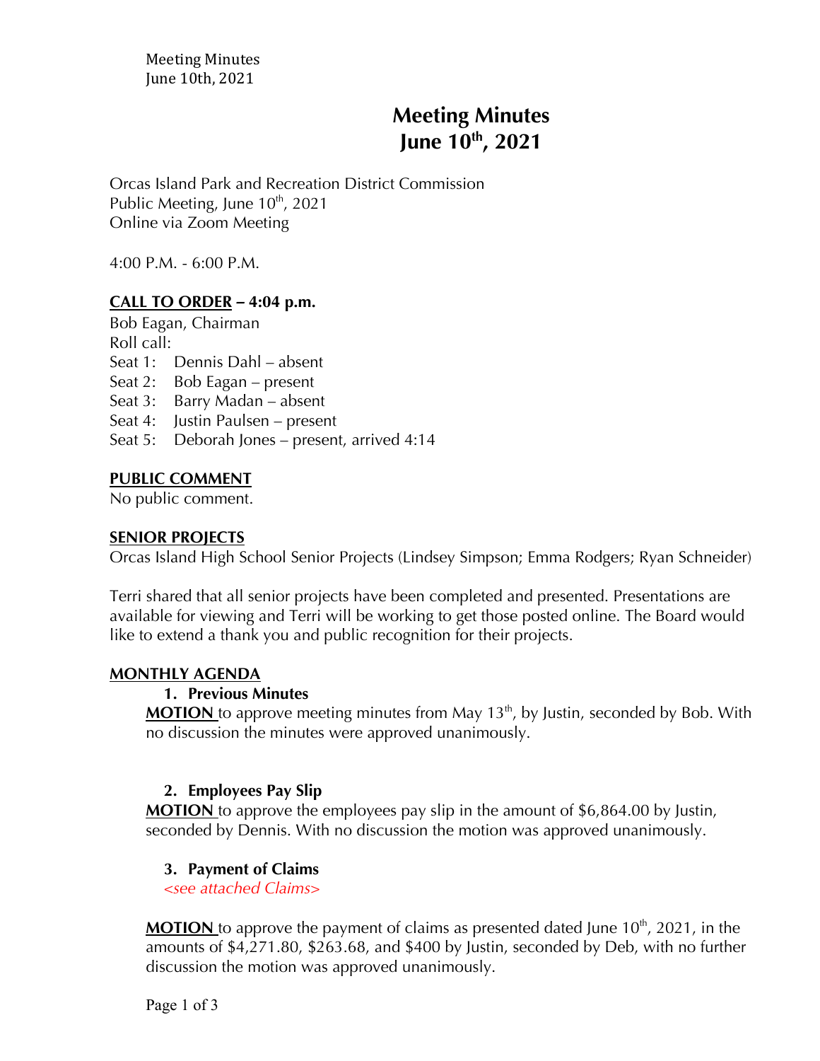# Meeting Minutes
# June 10th, 2021

Orcas Island Park and Recreation District Commission
Public Meeting, June 10th, 2021
Online via Zoom Meeting

4:00 P.M. - 6:00 P.M.

**CALL TO ORDER – 4:04 p.m.**

Bob Eagan, Chairman
Roll call:
Seat 1: Dennis Dahl – absent
Seat 2: Bob Eagan – present
Seat 3: Barry Madan – absent
Seat 4: Justin Paulsen – present
Seat 5: Deborah Jones – present, arrived 4:14

**PUBLIC COMMENT**

No public comment.

**SENIOR PROJECTS**

Orcas Island High School Senior Projects (Lindsey Simpson; Emma Rodgers; Ryan Schneider)

Terri shared that all senior projects have been completed and presented. Presentations are available for viewing and Terri will be working to get those posted online. The Board would like to extend a thank you and public recognition for their projects.

**MONTHLY AGENDA**

1. **Previous Minutes**

   **MOTION** to approve meeting minutes from May 13th, by Justin, seconded by Bob. With no discussion the minutes were approved unanimously.

2. **Employees Pay Slip**

   **MOTION** to approve the employees pay slip in the amount of $6,864.00 by Justin, seconded by Dennis. With no discussion the motion was approved unanimously.

3. **Payment of Claims**

   *<see attached Claims>*

   **MOTION** to approve the payment of claims as presented dated June 10th, 2021, in the amounts of $4,271.80, $263.68, and $400 by Justin, seconded by Deb, with no further discussion the motion was approved unanimously.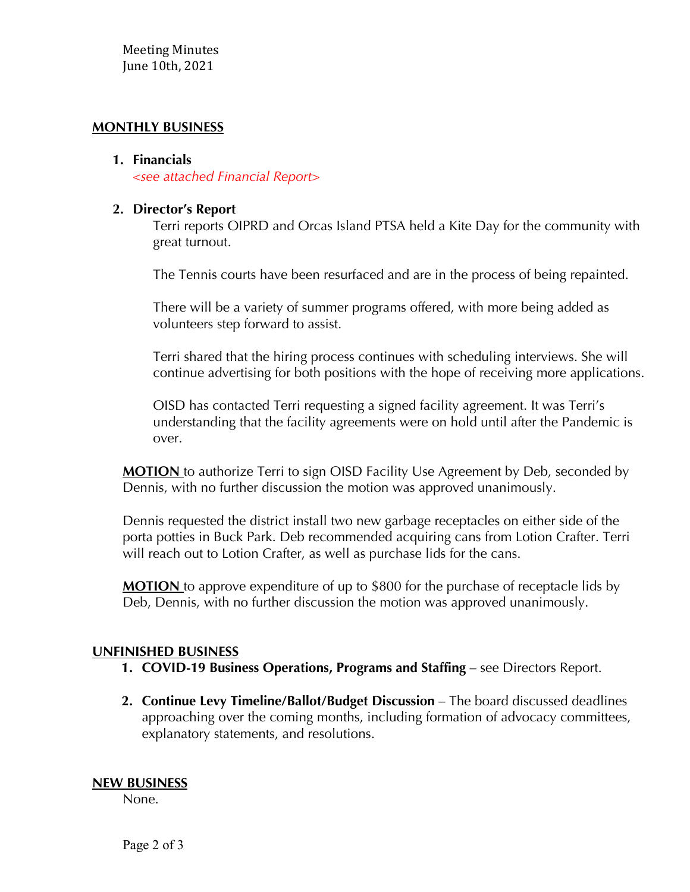Meeting Minutes
June 10th, 2021

## MONTHLY BUSINESS

1. **Financials**
   *<see attached Financial Report>*

2. **Director's Report**

   Terri reports OIPRD and Orcas Island PTSA held a Kite Day for the community with great turnout.

   The Tennis courts have been resurfaced and are in the process of being repainted.

   There will be a variety of summer programs offered, with more being added as volunteers step forward to assist.

   Terri shared that the hiring process continues with scheduling interviews. She will continue advertising for both positions with the hope of receiving more applications.

   OISD has contacted Terri requesting a signed facility agreement. It was Terri's understanding that the facility agreements were on hold until after the Pandemic is over.

**MOTION** to authorize Terri to sign OISD Facility Use Agreement by Deb, seconded by Dennis, with no further discussion the motion was approved unanimously.

Dennis requested the district install two new garbage receptacles on either side of the porta potties in Buck Park. Deb recommended acquiring cans from Lotion Crafter. Terri will reach out to Lotion Crafter, as well as purchase lids for the cans.

**MOTION** to approve expenditure of up to $800 for the purchase of receptacle lids by Deb, Dennis, with no further discussion the motion was approved unanimously.

## UNFINISHED BUSINESS

1. **COVID-19 Business Operations, Programs and Staffing** – see Directors Report.

2. **Continue Levy Timeline/Ballot/Budget Discussion** – The board discussed deadlines approaching over the coming months, including formation of advocacy committees, explanatory statements, and resolutions.

## NEW BUSINESS

None.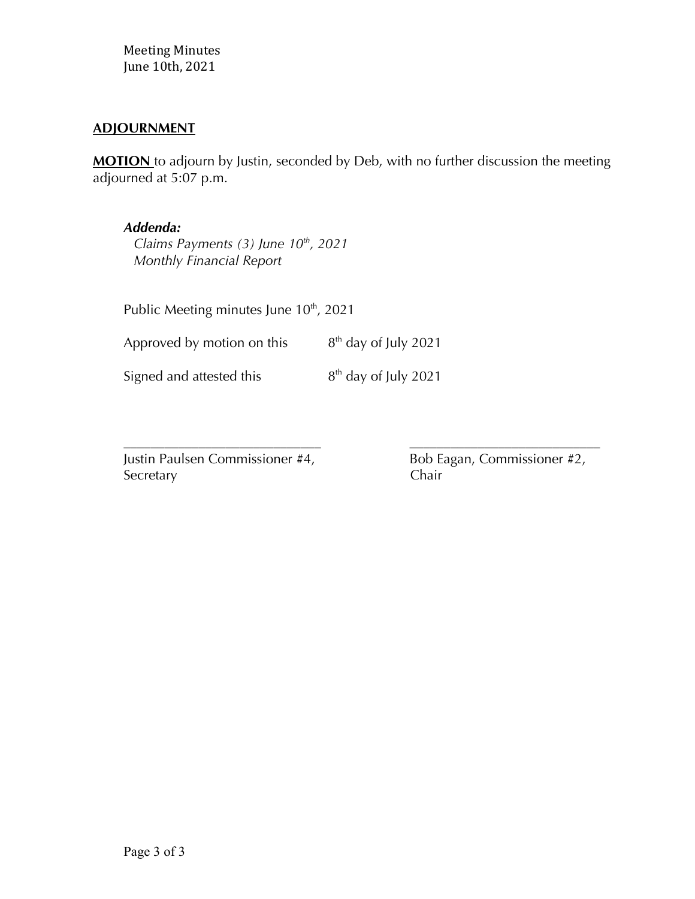## ADJOURNMENT

**MOTION** to adjourn by Justin, seconded by Deb, with no further discussion the meeting adjourned at 5:07 p.m.

***Addenda:***

*Claims Payments (3) June 10th, 2021*

*Monthly Financial Report*

Public Meeting minutes June 10th, 2021

Approved by motion on this 8th day of July 2021

Signed and attested this 8th day of July 2021

\_\_\_\_\_\_\_\_\_\_\_\_\_\_\_\_\_\_\_\_\_\_\_\_\_\_\_\_\_\_
Justin Paulsen Commissioner #4,
Secretary

\_\_\_\_\_\_\_\_\_\_\_\_\_\_\_\_\_\_\_\_\_\_\_\_\_\_\_\_\_\_
Bob Eagan, Commissioner #2,
Chair